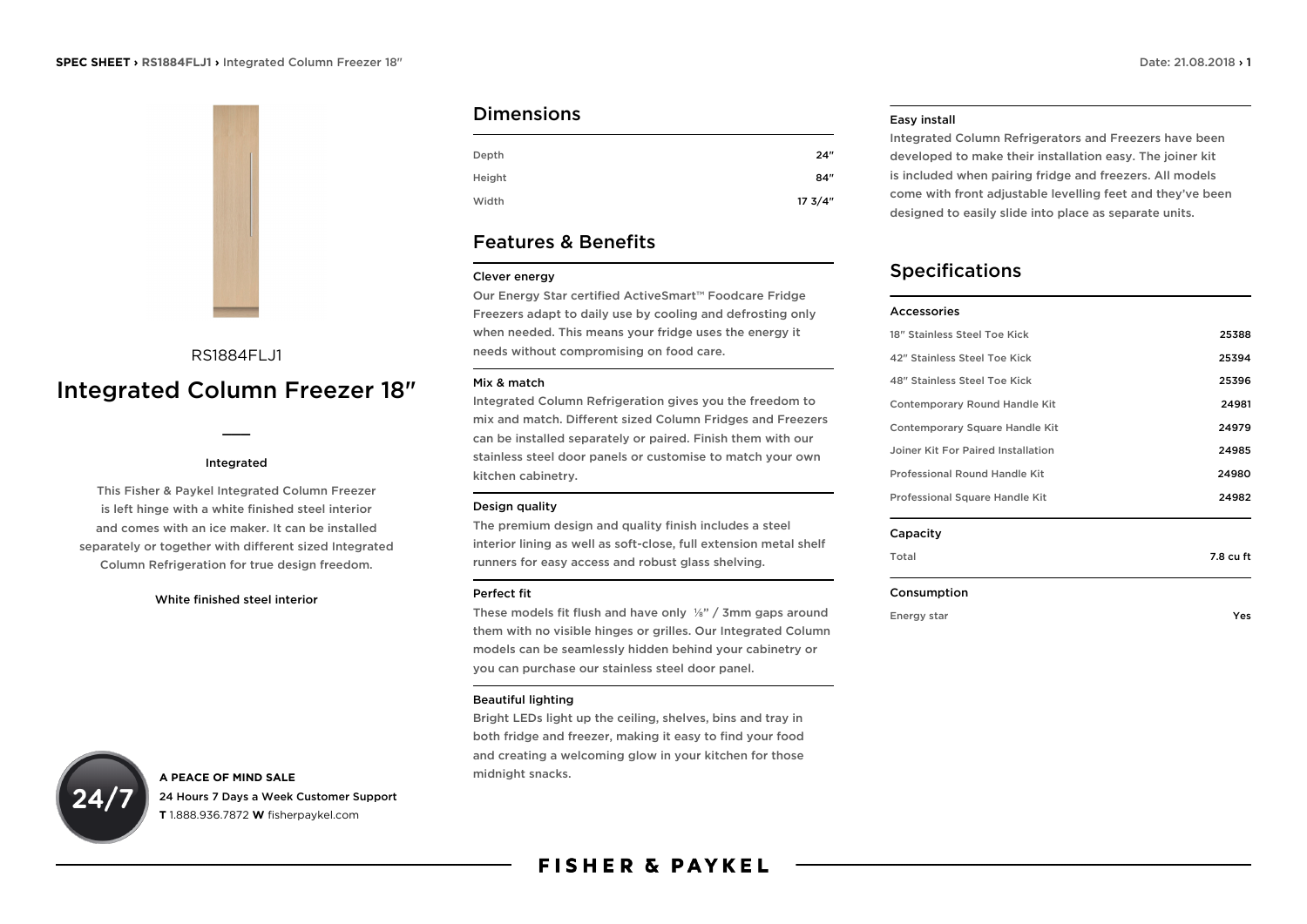RS1884FLJ1

# Integrated Column Freezer 18″

**Integrated**

This Fisher & Paykel Integrated Column Freezer is left hinge with a white finished steel interior and comes with an ice maker. It can be installed separately or together with different sized Integrated Column Refrigeration for true design freedom.

White finished steel interior

**A PEACE OF MIND SALE**
24 Hours 7 Days a Week Customer Support
**T** 1.888.936.7872 **W** fisherpaykel.com

## Dimensions

| | |
|---|---|
| Depth | 24″ |
| Height | 84″ |
| Width | 17 3/4″ |

## Features & Benefits

### Clever energy

Our Energy Star certified ActiveSmart™ Foodcare Fridge Freezers adapt to daily use by cooling and defrosting only when needed. This means your fridge uses the energy it needs without compromising on food care.

### Mix & match

Integrated Column Refrigeration gives you the freedom to mix and match. Different sized Column Fridges and Freezers can be installed separately or paired. Finish them with our stainless steel door panels or customise to match your own kitchen cabinetry.

### Design quality

The premium design and quality finish includes a steel interior lining as well as soft-close, full extension metal shelf runners for easy access and robust glass shelving.

### Perfect fit

These models fit flush and have only ⅛″ / 3mm gaps around them with no visible hinges or grilles. Our Integrated Column models can be seamlessly hidden behind your cabinetry or you can purchase our stainless steel door panel.

### Beautiful lighting

Bright LEDs light up the ceiling, shelves, bins and tray in both fridge and freezer, making it easy to find your food and creating a welcoming glow in your kitchen for those midnight snacks.

### Easy install

Integrated Column Refrigerators and Freezers have been developed to make their installation easy. The joiner kit is included when pairing fridge and freezers. All models come with front adjustable levelling feet and they've been designed to easily slide into place as separate units.

## Specifications

### Accessories

| | |
|---|---|
| 18″ Stainless Steel Toe Kick | 25388 |
| 42″ Stainless Steel Toe Kick | 25394 |
| 48″ Stainless Steel Toe Kick | 25396 |
| Contemporary Round Handle Kit | 24981 |
| Contemporary Square Handle Kit | 24979 |
| Joiner Kit For Paired Installation | 24985 |
| Professional Round Handle Kit | 24980 |
| Professional Square Handle Kit | 24982 |

### Capacity

| | |
|---|---|
| Total | 7.8 cu ft |

### Consumption

| | |
|---|---|
| Energy star | Yes |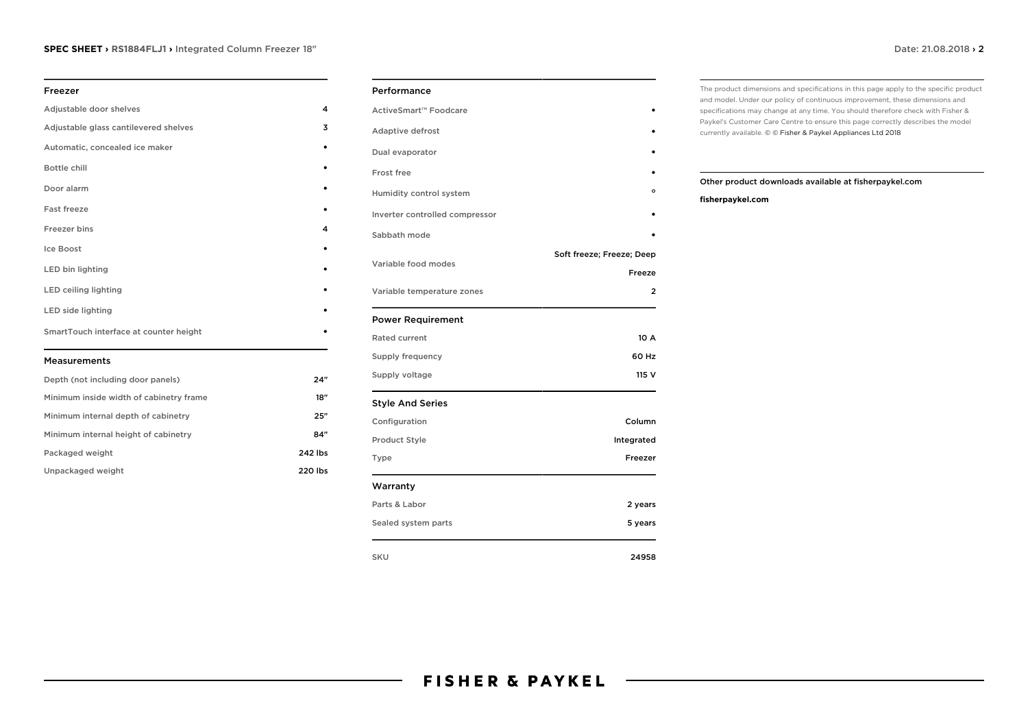## Freezer

| | |
|---|---|
| Adjustable door shelves | 4 |
| Adjustable glass cantilevered shelves | 3 |
| Automatic, concealed ice maker | • |
| Bottle chill | • |
| Door alarm | • |
| Fast freeze | • |
| Freezer bins | 4 |
| Ice Boost | • |
| LED bin lighting | • |
| LED ceiling lighting | • |
| LED side lighting | • |
| SmartTouch interface at counter height | • |

## Measurements

| | |
|---|---|
| Depth (not including door panels) | 24″ |
| Minimum inside width of cabinetry frame | 18″ |
| Minimum internal depth of cabinetry | 25″ |
| Minimum internal height of cabinetry | 84″ |
| Packaged weight | 242 lbs |
| Unpackaged weight | 220 lbs |

## Performance

| | |
|---|---|
| ActiveSmart™ Foodcare | • |
| Adaptive defrost | • |
| Dual evaporator | • |
| Frost free | • |
| Humidity control system | ∘ |
| Inverter controlled compressor | • |
| Sabbath mode | • |
| Variable food modes | Soft freeze; Freeze; Deep Freeze |
| Variable temperature zones | 2 |

## Power Requirement

| | |
|---|---|
| Rated current | 10 A |
| Supply frequency | 60 Hz |
| Supply voltage | 115 V |

## Style And Series

| | |
|---|---|
| Configuration | Column |
| Product Style | Integrated |
| Type | Freezer |

## Warranty

| | |
|---|---|
| Parts & Labor | 2 years |
| Sealed system parts | 5 years |

| | |
|---|---|
| SKU | 24958 |

The product dimensions and specifications in this page apply to the specific product and model. Under our policy of continuous improvement, these dimensions and specifications may change at any time. You should therefore check with Fisher & Paykel's Customer Care Centre to ensure this page correctly describes the model currently available. © © Fisher & Paykel Appliances Ltd 2018

Other product downloads available at fisherpaykel.com

**fisherpaykel.com**